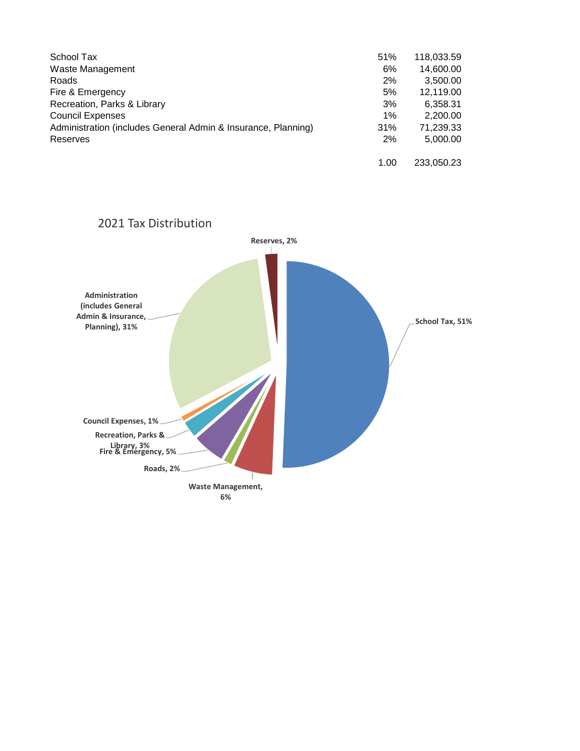| | | |
|---|---|---|
| School Tax | 51% | 118,033.59 |
| Waste Management | 6% | 14,600.00 |
| Roads | 2% | 3,500.00 |
| Fire & Emergency | 5% | 12,119.00 |
| Recreation, Parks & Library | 3% | 6,358.31 |
| Council Expenses | 1% | 2,200.00 |
| Administration (includes General Admin & Insurance, Planning) | 31% | 71,239.33 |
| Reserves | 2% | 5,000.00 |
| | 1.00 | 233,050.23 |

2021 Tax Distribution

Reserves, 2%

School Tax, 51%

Administration (includes General Admin & Insurance, Planning), 31%

Council Expenses, 1%

Recreation, Parks & Library, 3%

Fire & Emergency, 5%

Roads, 2%

Waste Management, 6%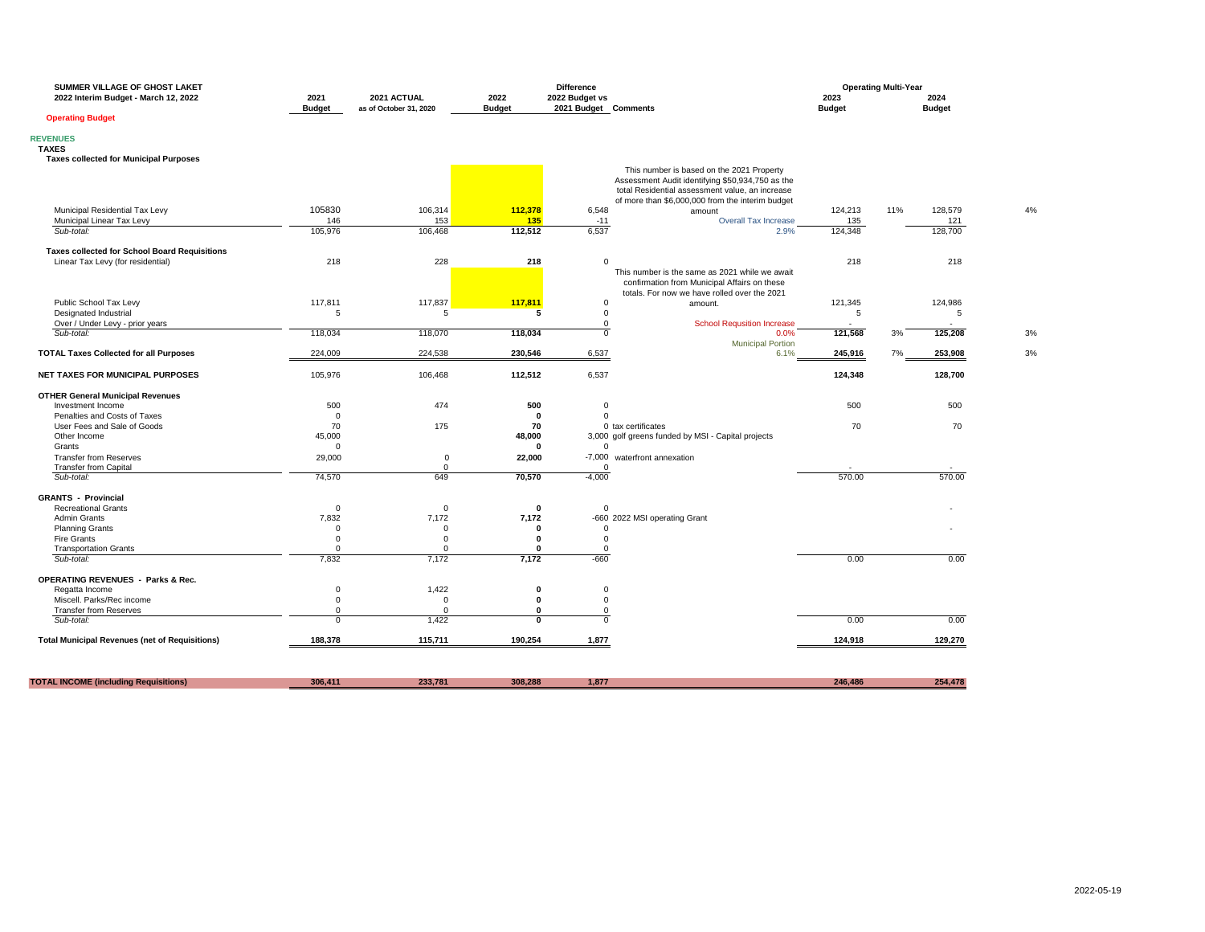**SUMMER VILLAGE OF GHOST LAKET**
**2022 Interim Budget - March 12, 2022**

**Operating Budget**

| | 2021 Budget | 2021 ACTUAL as of October 31, 2020 | 2022 Budget | Difference 2022 Budget vs 2021 Budget | Comments | 2023 Budget (Operating Multi-Year) | | 2024 Budget | |
|---|---|---|---|---|---|---|---|---|---|
| **REVENUES** | | | | | | | | | |
| **TAXES** | | | | | | | | | |
| **Taxes collected for Municipal Purposes** | | | | | | | | | |
| Municipal Residential Tax Levy | 105830 | 106,314 | 112,378 | 6,548 | This number is based on the 2021 Property Assessment Audit identifying $50,934,750 as the total Residential assessment value, an increase of more than $6,000,000 from the interim budget amount | 124,213 | 11% | 128,579 | 4% |
| Municipal Linear Tax Levy | 146 | 153 | 135 | -11 | Overall Tax Increase | 135 | | 121 | |
| *Sub-total:* | 105,976 | 106,468 | 112,512 | 6,537 | 2.9% | 124,348 | | 128,700 | |
| **Taxes collected for School Board Requisitions** | | | | | | | | | |
| Linear Tax Levy (for residential) | 218 | 228 | 218 | 0 | | 218 | | 218 | |
| Public School Tax Levy | 117,811 | 117,837 | 117,811 | 0 | This number is the same as 2021 while we await confirmation from Municipal Affairs on these totals. For now we have rolled over the 2021 amount. | 121,345 | | 124,986 | |
| Designated Industrial | 5 | 5 | 5 | 0 | | 5 | | 5 | |
| Over / Under Levy - prior years | | | | 0 | School Requsition Increase | - | | - | |
| *Sub-total:* | 118,034 | 118,070 | 118,034 | 0 | 0.0% | 121,568 | 3% | 125,208 | 3% |
| **TOTAL Taxes Collected for all Purposes** | 224,009 | 224,538 | 230,546 | 6,537 | Municipal Portion 6.1% | 245,916 | 7% | 253,908 | 3% |
| **NET TAXES FOR MUNICIPAL PURPOSES** | 105,976 | 106,468 | 112,512 | 6,537 | | 124,348 | | 128,700 | |
| **OTHER General Municipal Revenues** | | | | | | | | | |
| Investment Income | 500 | 474 | 500 | 0 | | 500 | | 500 | |
| Penalties and Costs of Taxes | 0 | | 0 | 0 | | | | | |
| User Fees and Sale of Goods | 70 | 175 | 70 | 0 | tax certificates | 70 | | 70 | |
| Other Income | 45,000 | | 48,000 | 3,000 | golf greens funded by MSI - Capital projects | | | | |
| Grants | 0 | | 0 | 0 | | | | | |
| Transfer from Reserves | 29,000 | 0 | 22,000 | -7,000 | waterfront annexation | | | | |
| Transfer from Capital | | 0 | | 0 | | - | | - | |
| *Sub-total:* | 74,570 | 649 | 70,570 | -4,000 | | 570.00 | | 570.00 | |
| **GRANTS - Provincial** | | | | | | | | | |
| Recreational Grants | 0 | 0 | 0 | 0 | | | | - | |
| Admin Grants | 7,832 | 7,172 | 7,172 | -660 | 2022 MSI operating Grant | | | | |
| Planning Grants | 0 | 0 | 0 | 0 | | | | - | |
| Fire Grants | 0 | 0 | 0 | 0 | | | | | |
| Transportation Grants | 0 | 0 | 0 | 0 | | | | | |
| *Sub-total:* | 7,832 | 7,172 | 7,172 | -660 | | 0.00 | | 0.00 | |
| **OPERATING REVENUES - Parks & Rec.** | | | | | | | | | |
| Regatta Income | 0 | 1,422 | 0 | 0 | | | | | |
| Miscell. Parks/Rec income | 0 | 0 | 0 | 0 | | | | | |
| Transfer from Reserves | 0 | 0 | 0 | 0 | | | | | |
| *Sub-total:* | 0 | 1,422 | 0 | 0 | | 0.00 | | 0.00 | |
| **Total Municipal Revenues (net of Requisitions)** | 188,378 | 115,711 | 190,254 | 1,877 | | 124,918 | | 129,270 | |
| **TOTAL INCOME (including Requisitions)** | 306,411 | 233,781 | 308,288 | 1,877 | | 246,486 | | 254,478 | |

2022-05-19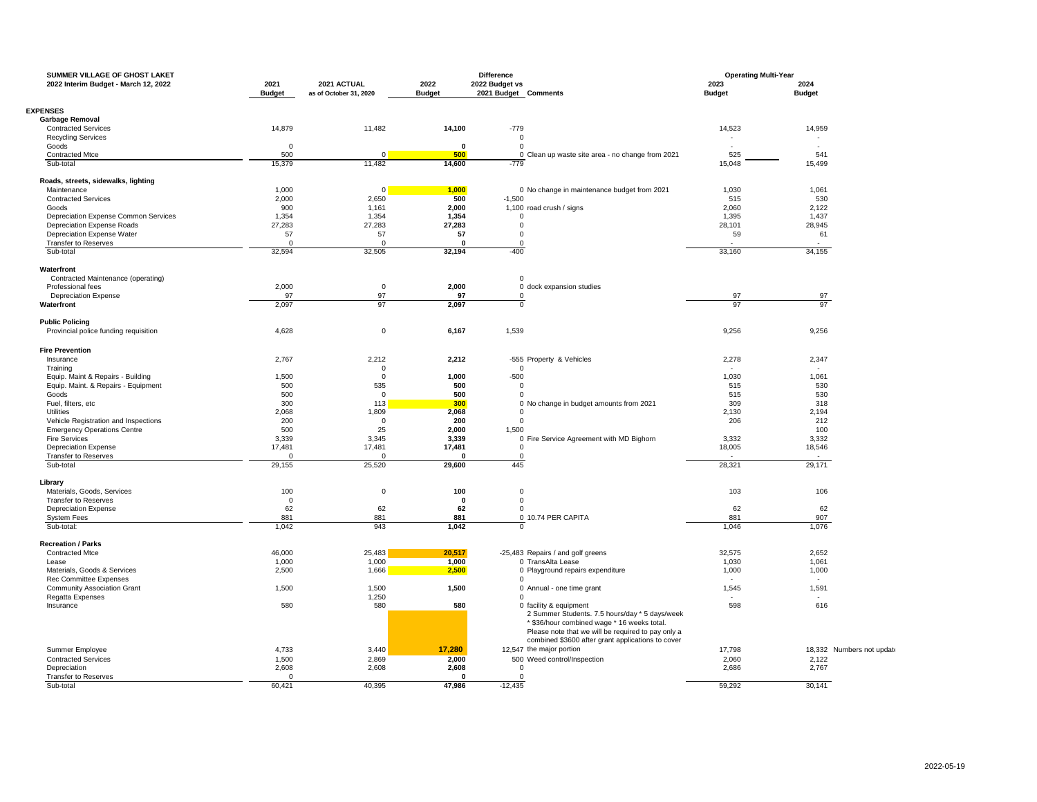**SUMMER VILLAGE OF GHOST LAKET**
**2022 Interim Budget - March 12, 2022**

| | 2021 Budget | 2021 ACTUAL as of October 31, 2020 | 2022 Budget | Difference 2022 Budget vs 2021 Budget | Comments | Operating Multi-Year 2023 Budget | 2024 Budget | |
|---|---|---|---|---|---|---|---|---|
| **EXPENSES** | | | | | | | | |
| **Garbage Removal** | | | | | | | | |
| Contracted Services | 14,879 | 11,482 | 14,100 | -779 | | 14,523 | 14,959 | |
| Recycling Services | | | | 0 | | - | - | |
| Goods | 0 | | 0 | 0 | | - | - | |
| Contracted Mtce | 500 | 0 | 500 | 0 | Clean up waste site area - no change from 2021 | 525 | 541 | |
| Sub-total | 15,379 | 11,482 | 14,600 | -779 | | 15,048 | 15,499 | |
| **Roads, streets, sidewalks, lighting** | | | | | | | | |
| Maintenance | 1,000 | 0 | 1,000 | 0 | No change in maintenance budget from 2021 | 1,030 | 1,061 | |
| Contracted Services | 2,000 | 2,650 | 500 | -1,500 | | 515 | 530 | |
| Goods | 900 | 1,161 | 2,000 | 1,100 | road crush / signs | 2,060 | 2,122 | |
| Depreciation Expense Common Services | 1,354 | 1,354 | 1,354 | 0 | | 1,395 | 1,437 | |
| Depreciation Expense Roads | 27,283 | 27,283 | 27,283 | 0 | | 28,101 | 28,945 | |
| Depreciation Expense Water | 57 | 57 | 57 | 0 | | 59 | 61 | |
| Transfer to Reserves | 0 | 0 | 0 | 0 | | - | - | |
| Sub-total | 32,594 | 32,505 | 32,194 | -400 | | 33,160 | 34,155 | |
| **Waterfront** | | | | | | | | |
| Contracted Maintenance (operating) | | | | 0 | | | | |
| Professional fees | 2,000 | 0 | 2,000 | 0 | dock expansion studies | | | |
| Depreciation Expense | 97 | 97 | 97 | 0 | | 97 | 97 | |
| Waterfront | 2,097 | 97 | 2,097 | 0 | | 97 | 97 | |
| **Public Policing** | | | | | | | | |
| Provincial police funding requisition | 4,628 | 0 | 6,167 | 1,539 | | 9,256 | 9,256 | |
| **Fire Prevention** | | | | | | | | |
| Insurance | 2,767 | 2,212 | 2,212 | -555 | Property & Vehicles | 2,278 | 2,347 | |
| Training | | 0 | | 0 | | - | - | |
| Equip. Maint & Repairs - Building | 1,500 | 0 | 1,000 | -500 | | 1,030 | 1,061 | |
| Equip. Maint. & Repairs - Equipment | 500 | 535 | 500 | 0 | | 515 | 530 | |
| Goods | 500 | 0 | 500 | 0 | | 515 | 530 | |
| Fuel, filters, etc | 300 | 113 | 300 | 0 | No change in budget amounts from 2021 | 309 | 318 | |
| Utilities | 2,068 | 1,809 | 2,068 | 0 | | 2,130 | 2,194 | |
| Vehicle Registration and Inspections | 200 | 0 | 200 | 0 | | 206 | 212 | |
| Emergency Operations Centre | 500 | 25 | 2,000 | 1,500 | | | 100 | |
| Fire Services | 3,339 | 3,345 | 3,339 | 0 | Fire Service Agreement with MD Bighorn | 3,332 | 3,332 | |
| Depreciation Expense | 17,481 | 17,481 | 17,481 | 0 | | 18,005 | 18,546 | |
| Transfer to Reserves | 0 | 0 | 0 | 0 | | - | - | |
| Sub-total | 29,155 | 25,520 | 29,600 | 445 | | 28,321 | 29,171 | |
| **Library** | | | | | | | | |
| Materials, Goods, Services | 100 | 0 | 100 | 0 | | 103 | 106 | |
| Transfer to Reserves | 0 | | 0 | 0 | | | | |
| Depreciation Expense | 62 | 62 | 62 | 0 | | 62 | 62 | |
| System Fees | 881 | 881 | 881 | 0 | 10.74 PER CAPITA | 881 | 907 | |
| Sub-total: | 1,042 | 943 | 1,042 | 0 | | 1,046 | 1,076 | |
| **Recreation / Parks** | | | | | | | | |
| Contracted Mtce | 46,000 | 25,483 | 20,517 | -25,483 | Repairs / and golf greens | 32,575 | 2,652 | |
| Lease | 1,000 | 1,000 | 1,000 | 0 | TransAlta Lease | 1,030 | 1,061 | |
| Materials, Goods & Services | 2,500 | 1,666 | 2,500 | 0 | Playground repairs expenditure | 1,000 | 1,000 | |
| Rec Committee Expenses | | | | 0 | | - | - | |
| Community Association Grant | 1,500 | 1,500 | 1,500 | 0 | Annual - one time grant | 1,545 | 1,591 | |
| Regatta Expenses | | 1,250 | | 0 | | - | - | |
| Insurance | 580 | 580 | 580 | 0 | facility & equipment | 598 | 616 | |
| Summer Employee | 4,733 | 3,440 | 17,280 | 12,547 | 2 Summer Students. 7.5 hours/day * 5 days/week * $36/hour combined wage * 16 weeks total. Please note that we will be required to pay only a combined $3600 after grant applications to cover the major portion | 17,798 | 18,332 | Numbers not update |
| Contracted Services | 1,500 | 2,869 | 2,000 | 500 | Weed control/Inspection | 2,060 | 2,122 | |
| Depreciation | 2,608 | 2,608 | 2,608 | 0 | | 2,686 | 2,767 | |
| Transfer to Reserves | 0 | | 0 | 0 | | | | |
| Sub-total | 60,421 | 40,395 | 47,986 | -12,435 | | 59,292 | 30,141 | |

2022-05-19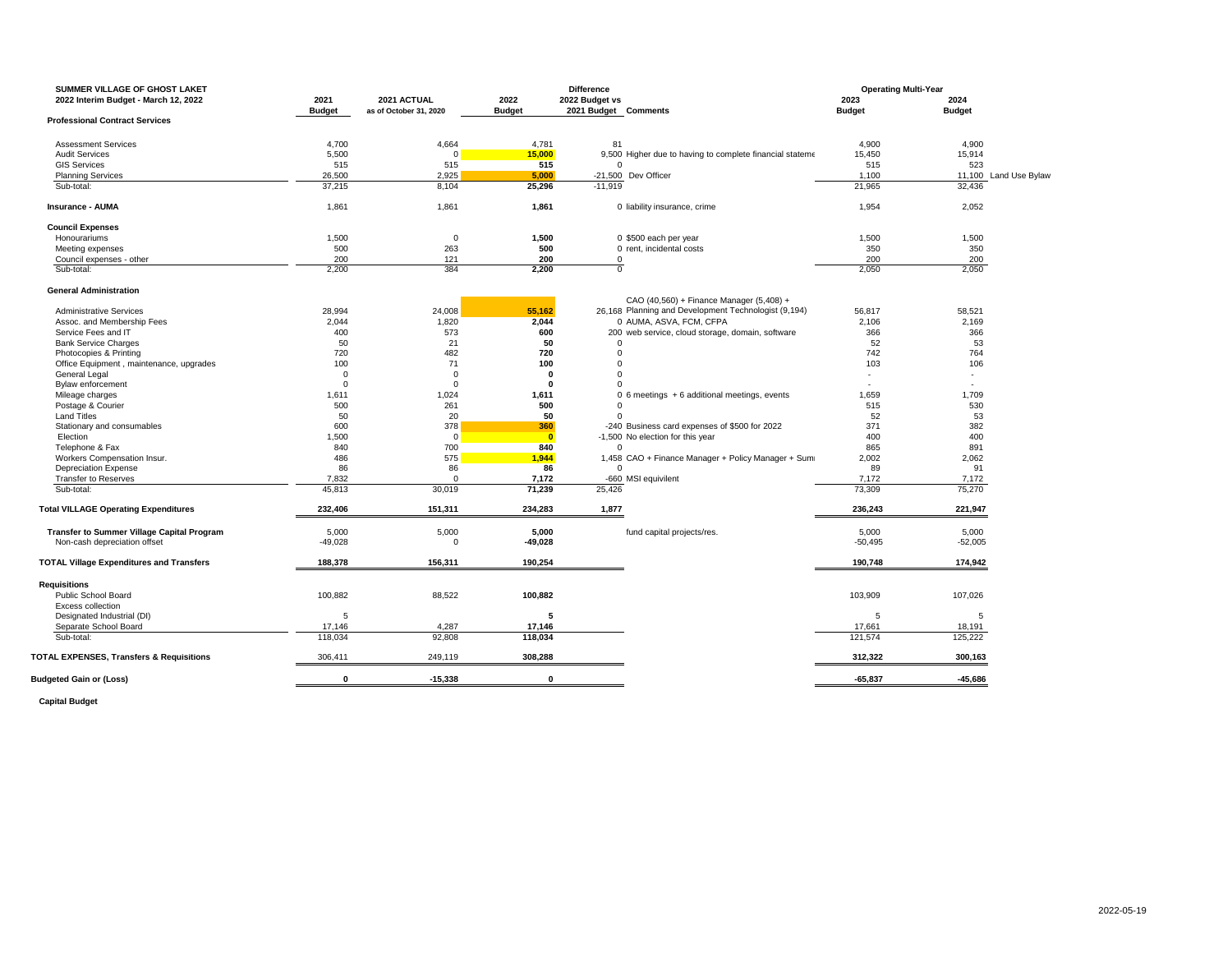| SUMMER VILLAGE OF GHOST LAKET | | | | Difference | | Operating Multi-Year | | |
|---|---|---|---|---|---|---|---|---|
| 2022 Interim Budget - March 12, 2022 | 2021 Budget | 2021 ACTUAL as of October 31, 2020 | 2022 Budget | 2022 Budget vs 2021 Budget | Comments | 2023 Budget | 2024 Budget | |
| **Professional Contract Services** | | | | | | | | |
| Assessment Services | 4,700 | 4,664 | 4,781 | 81 | | 4,900 | 4,900 | |
| Audit Services | 5,500 | 0 | 15,000 | 9,500 | Higher due to having to complete financial stateme | 15,450 | 15,914 | |
| GIS Services | 515 | 515 | 515 | 0 | | 515 | 523 | |
| Planning Services | 26,500 | 2,925 | 5,000 | -21,500 | Dev Officer | 1,100 | 11,100 | Land Use Bylaw |
| Sub-total: | 37,215 | 8,104 | 25,296 | -11,919 | | 21,965 | 32,436 | |
| **Insurance - AUMA** | 1,861 | 1,861 | 1,861 | 0 | liability insurance, crime | 1,954 | 2,052 | |
| **Council Expenses** | | | | | | | | |
| Honourariums | 1,500 | 0 | 1,500 | 0 | $500 each per year | 1,500 | 1,500 | |
| Meeting expenses | 500 | 263 | 500 | 0 | rent, incidental costs | 350 | 350 | |
| Council expenses - other | 200 | 121 | 200 | 0 | | 200 | 200 | |
| Sub-total: | 2,200 | 384 | 2,200 | 0 | | 2,050 | 2,050 | |
| **General Administration** | | | | | | | | |
| Administrative Services | 28,994 | 24,008 | 55,162 | 26,168 | CAO (40,560) + Finance Manager (5,408) + Planning and Development Technologist (9,194) | 56,817 | 58,521 | |
| Assoc. and Membership Fees | 2,044 | 1,820 | 2,044 | 0 | AUMA, ASVA, FCM, CFPA | 2,106 | 2,169 | |
| Service Fees and IT | 400 | 573 | 600 | 200 | web service, cloud storage, domain, software | 366 | 366 | |
| Bank Service Charges | 50 | 21 | 50 | 0 | | 52 | 53 | |
| Photocopies & Printing | 720 | 482 | 720 | 0 | | 742 | 764 | |
| Office Equipment , maintenance, upgrades | 100 | 71 | 100 | 0 | | 103 | 106 | |
| General Legal | 0 | 0 | 0 | 0 | | - | - | |
| Bylaw enforcement | 0 | 0 | 0 | 0 | | - | - | |
| Mileage charges | 1,611 | 1,024 | 1,611 | 0 | 6 meetings + 6 additional meetings, events | 1,659 | 1,709 | |
| Postage & Courier | 500 | 261 | 500 | 0 | | 515 | 530 | |
| Land Titles | 50 | 20 | 50 | 0 | | 52 | 53 | |
| Stationary and consumables | 600 | 378 | 360 | -240 | Business card expenses of $500 for 2022 | 371 | 382 | |
| Election | 1,500 | 0 | 0 | -1,500 | No election for this year | 400 | 400 | |
| Telephone & Fax | 840 | 700 | 840 | 0 | | 865 | 891 | |
| Workers Compensation Insur. | 486 | 575 | 1,944 | 1,458 | CAO + Finance Manager + Policy Manager + Sum | 2,002 | 2,062 | |
| Depreciation Expense | 86 | 86 | 86 | 0 | | 89 | 91 | |
| Transfer to Reserves | 7,832 | 0 | 7,172 | -660 | MSI equivilent | 7,172 | 7,172 | |
| Sub-total: | 45,813 | 30,019 | 71,239 | 25,426 | | 73,309 | 75,270 | |
| **Total VILLAGE Operating Expenditures** | 232,406 | 151,311 | 234,283 | 1,877 | | 236,243 | 221,947 | |
| **Transfer to Summer Village Capital Program** | 5,000 | 5,000 | 5,000 | | fund capital projects/res. | 5,000 | 5,000 | |
| Non-cash depreciation offset | -49,028 | 0 | -49,028 | | | -50,495 | -52,005 | |
| **TOTAL Village Expenditures and Transfers** | 188,378 | 156,311 | 190,254 | | | 190,748 | 174,942 | |
| **Requisitions** | | | | | | | | |
| Public School Board | 100,882 | 88,522 | 100,882 | | | 103,909 | 107,026 | |
| Excess collection | | | | | | | | |
| Designated Industrial (DI) | 5 | | 5 | | | 5 | 5 | |
| Separate School Board | 17,146 | 4,287 | 17,146 | | | 17,661 | 18,191 | |
| Sub-total: | 118,034 | 92,808 | 118,034 | | | 121,574 | 125,222 | |
| **TOTAL EXPENSES, Transfers & Requisitions** | 306,411 | 249,119 | 308,288 | | | 312,322 | 300,163 | |
| **Budgeted Gain or (Loss)** | 0 | -15,338 | 0 | | | -65,837 | -45,686 | |

**Capital Budget**

2022-05-19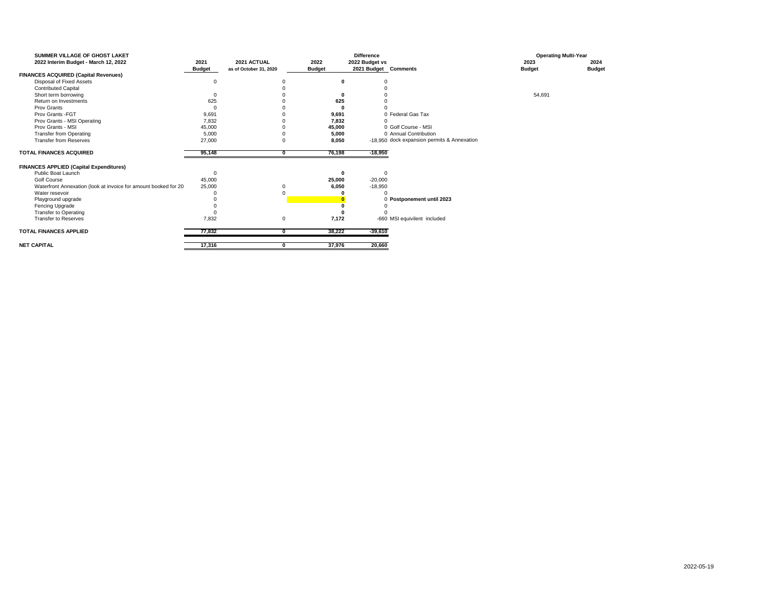| SUMMER VILLAGE OF GHOST LAKET<br>2022 Interim Budget - March 12, 2022 | 2021<br>**Budget** | 2021 ACTUAL<br>as of October 31, 2020 | 2022<br>**Budget** | **Difference**<br>2022 Budget vs<br>2021 Budget | Comments | **Operating Multi-Year**<br>2023<br>**Budget** | 2024<br>**Budget** |
|---|---|---|---|---|---|---|---|
| **FINANCES ACQUIRED (Capital Revenues)** | | | | | | | |
| Disposal of Fixed Assets | 0 | 0 | **0** | 0 | | | |
| Contributed Capital | | 0 | | 0 | | | |
| Short term borrowing | 0 | 0 | **0** | 0 | | 54,691 | |
| Return on Investments | 625 | 0 | **625** | 0 | | | |
| Prov Grants | 0 | 0 | **0** | 0 | | | |
| Prov Grants -FGT | 9,691 | 0 | **9,691** | 0 | Federal Gas Tax | | |
| Prov Grants - MSI Operating | 7,832 | 0 | **7,832** | 0 | | | |
| Prov Grants - MSI | 45,000 | 0 | **45,000** | 0 | Golf Course - MSI | | |
| Transfer from Operating | 5,000 | 0 | **5,000** | 0 | Annual Contribution | | |
| Transfer from Reserves | 27,000 | 0 | **8,050** | -18,950 | dock expansion permits & Annexation | | |
| **TOTAL FINANCES ACQUIRED** | **95,148** | **0** | **76,198** | **-18,950** | | | |
| **FINANCES APPLIED (Capital Expenditures)** | | | | | | | |
| Public Boat Launch | 0 | | **0** | 0 | | | |
| Golf Course | 45,000 | | **25,000** | -20,000 | | | |
| Waterfront Annexation (look at invoice for amount booked for 20 | 25,000 | 0 | **6,050** | -18,950 | | | |
| Water resevoir | 0 | 0 | **0** | 0 | | | |
| Playground upgrade | 0 | | **0** | 0 | **Postponement until 2023** | | |
| Fencing Upgrade | 0 | | **0** | 0 | | | |
| Transfer to Operating | 0 | | **0** | 0 | | | |
| Transfer to Reserves | 7,832 | 0 | **7,172** | -660 | MSI equivilent included | | |
| **TOTAL FINANCES APPLIED** | **77,832** | **0** | **38,222** | **-39,610** | | | |
| **NET CAPITAL** | **17,316** | **0** | **37,976** | **20,660** | | | |

2022-05-19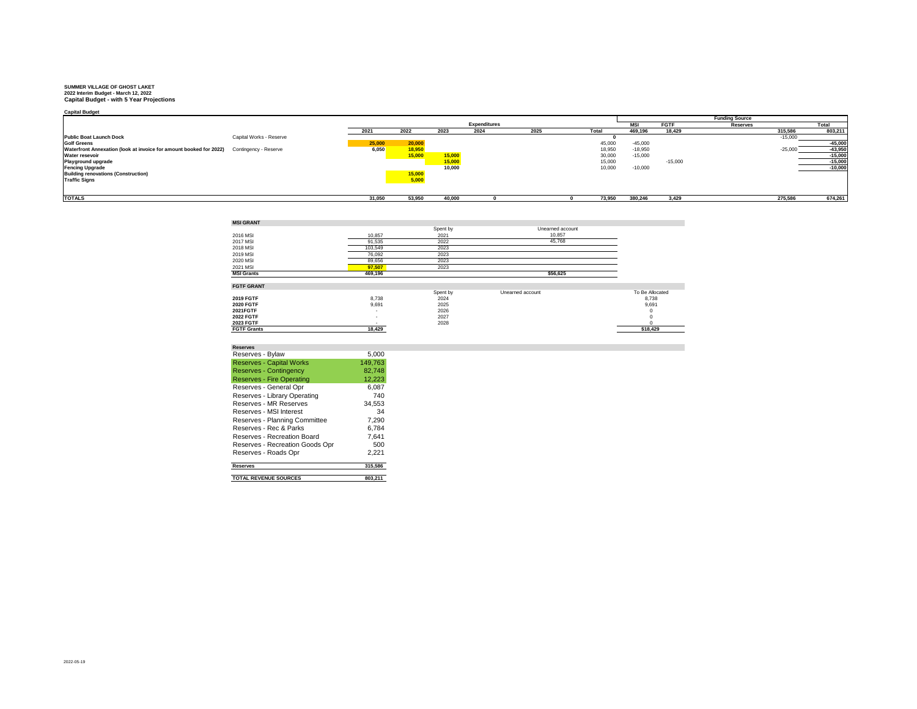**SUMMER VILLAGE OF GHOST LAKET**
**2022 Interim Budget - March 12, 2022**
**Capital Budget - with 5 Year Projections**

**Capital Budget**

| | | Expenditures | | | | | | Funding Source | | | |
|---|---|---|---|---|---|---|---|---|---|---|---|
| | | 2021 | 2022 | 2023 | 2024 | 2025 | Total | MSI | FGTF | Reserves | Total |
| | | | | | | | | 469,196 | 18,429 | 315,586 | 803,211 |
| **Public Boat Launch Dock** | Capital Works - Reserve | | | | | | 0 | | | -15,000 | |
| **Golf Greens** | | 25,000 | 20,000 | | | | 45,000 | -45,000 | | | -45,000 |
| **Waterfront Annexation (look at invoice for amount booked for 2022)** | Contingency - Reserve | 6,050 | 18,950 | | | | 18,950 | -18,950 | | -25,000 | -43,950 |
| **Water resevoir** | | | 15,000 | 15,000 | | | 30,000 | -15,000 | | | -15,000 |
| **Playground upgrade** | | | | 15,000 | | | 15,000 | | -15,000 | | -15,000 |
| **Fencing Upgrade** | | | | 10,000 | | | 10,000 | -10,000 | | | -10,000 |
| **Building renovations (Construction)** | | | 15,000 | | | | | | | | |
| **Traffic Signs** | | | 5,000 | | | | | | | | |
| **TOTALS** | | 31,050 | 53,950 | 40,000 | 0 | 0 | 73,950 | 380,246 | 3,429 | 275,586 | 674,261 |

**MSI GRANT**

| | | Spent by | Unearned account |
|---|---|---|---|
| 2016 MSI | 10,857 | 2021 | 10,857 |
| 2017 MSI | 91,535 | 2022 | 45,768 |
| 2018 MSI | 103,549 | 2023 | |
| 2019 MSI | 76,092 | 2023 | |
| 2020 MSI | 89,656 | 2023 | |
| 2021 MSI | 97,507 | 2023 | |
| **MSI Grants** | 469,196 | | $56,625 |

**FGTF GRANT**

| | | Spent by | Unearned account | To Be Allocated |
|---|---|---|---|---|
| **2019 FGTF** | 8,738 | 2024 | | 8,738 |
| **2020 FGTF** | 9,691 | 2025 | | 9,691 |
| **2021FGTF** | - | 2026 | | 0 |
| **2022 FGTF** | - | 2027 | | 0 |
| **2023 FGTF** | - | 2028 | | 0 |
| **FGTF Grants** | 18,429 | | | $18,429 |

**Reserves**

| | |
|---|---|
| Reserves - Bylaw | 5,000 |
| Reserves - Capital Works | 149,763 |
| Reserves - Contingency | 82,748 |
| Reserves - Fire Operating | 12,223 |
| Reserves - General Opr | 6,087 |
| Reserves - Library Operating | 740 |
| Reserves - MR Reserves | 34,553 |
| Reserves - MSI Interest | 34 |
| Reserves - Planning Committee | 7,290 |
| Reserves - Rec & Parks | 6,784 |
| Reserves - Recreation Board | 7,641 |
| Reserves - Recreation Goods Opr | 500 |
| Reserves - Roads Opr | 2,221 |
| **Reserves** | 315,586 |
| **TOTAL REVENUE SOURCES** | 803,211 |

2022-05-19